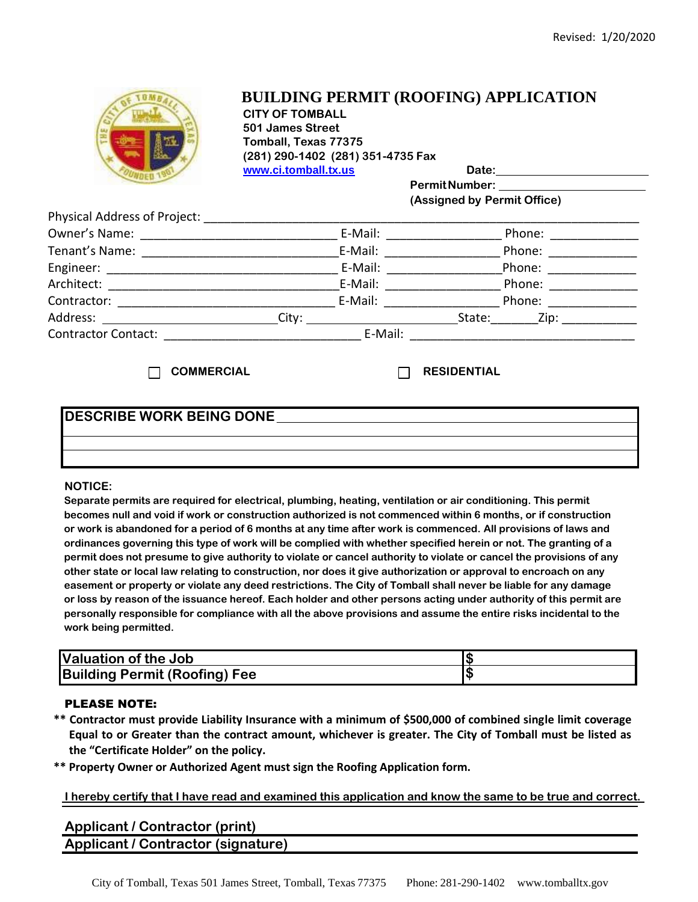Revised: 1/20/2020

# BUILDING PERMIT (ROOFING) APPLICATION

**CITY OF TOMBALL**
**501 James Street**
**Tomball, Texas 77375**
**(281) 290-1402 (281) 351-4735 Fax**
**www.ci.tomball.tx.us**

**Date:** ______________________

**Permit Number:** ______________________
**(Assigned by Permit Office)**

Physical Address of Project: ______________________________________________

Owner's Name: ____________________________ E-Mail: ________________ Phone: ____________

Tenant's Name: ____________________________ E-Mail: ________________ Phone: ____________

Engineer: ________________________________ E-Mail: ________________ Phone: ____________

Architect: ________________________________ E-Mail: ________________ Phone: ____________

Contractor: _______________________________ E-Mail: ________________ Phone: ____________

Address: ________________________ City: ______________________ State: _______ Zip: __________

Contractor Contact: ____________________________ E-Mail: ________________________________

☐ **COMMERCIAL** ☐ **RESIDENTIAL**

| **DESCRIBE WORK BEING DONE** |
|---|
| |
| |
| |

**NOTICE:**

**Separate permits are required for electrical, plumbing, heating, ventilation or air conditioning. This permit becomes null and void if work or construction authorized is not commenced within 6 months, or if construction or work is abandoned for a period of 6 months at any time after work is commenced. All provisions of laws and ordinances governing this type of work will be complied with whether specified herein or not. The granting of a permit does not presume to give authority to violate or cancel authority to violate or cancel the provisions of any other state or local law relating to construction, nor does it give authorization or approval to encroach on any easement or property or violate any deed restrictions. The City of Tomball shall never be liable for any damage or loss by reason of the issuance hereof. Each holder and other persons acting under authority of this permit are personally responsible for compliance with all the above provisions and assume the entire risks incidental to the work being permitted.**

| | |
|---|---|
| **Valuation of the Job** | **$** |
| **Building Permit (Roofing) Fee** | **$** |

**PLEASE NOTE:**

**\*\* Contractor must provide Liability Insurance with a minimum of $500,000 of combined single limit coverage Equal to or Greater than the contract amount, whichever is greater. The City of Tomball must be listed as the "Certificate Holder" on the policy.**

**\*\* Property Owner or Authorized Agent must sign the Roofing Application form.**

**I hereby certify that I have read and examined this application and know the same to be true and correct.**

**Applicant / Contractor (print)** ______________________________________________

**Applicant / Contractor (signature)** ______________________________________________

City of Tomball, Texas 501 James Street, Tomball, Texas 77375 Phone: 281-290-1402 www.tomballtx.gov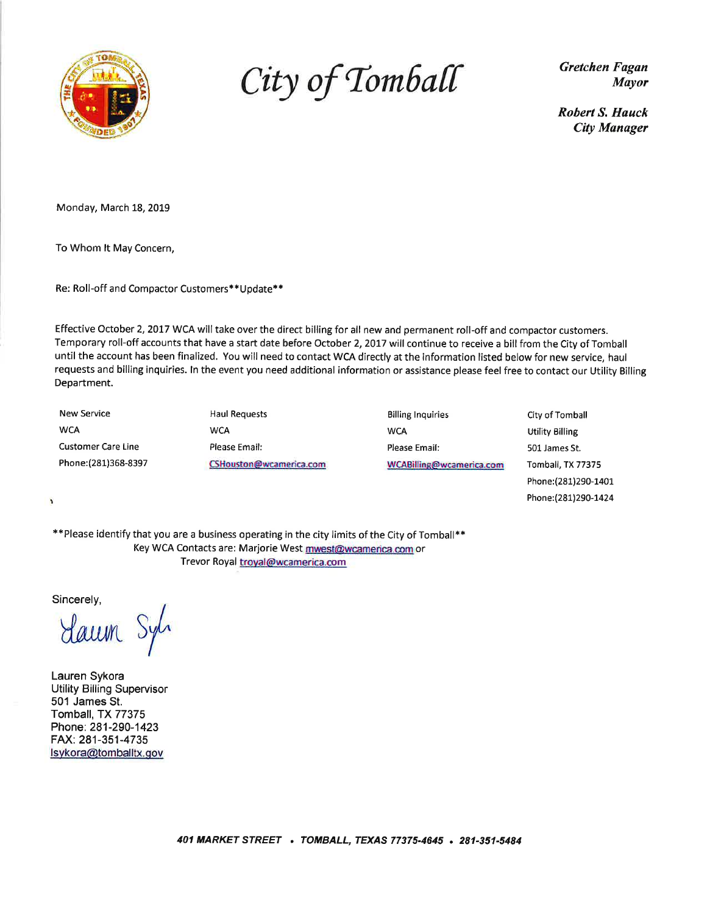# City of Tomball

*Gretchen Fagan*
*Mayor*

*Robert S. Hauck*
*City Manager*

Monday, March 18, 2019

To Whom It May Concern,

Re: Roll-off and Compactor Customers**Update**

Effective October 2, 2017 WCA will take over the direct billing for all new and permanent roll-off and compactor customers. Temporary roll-off accounts that have a start date before October 2, 2017 will continue to receive a bill from the City of Tomball until the account has been finalized. You will need to contact WCA directly at the information listed below for new service, haul requests and billing inquiries. In the event you need additional information or assistance please feel free to contact our Utility Billing Department.

| New Service | Haul Requests | Billing Inquiries | City of Tomball |
|---|---|---|---|
| WCA | WCA | WCA | Utility Billing |
| Customer Care Line | Please Email: | Please Email: | 501 James St. |
| Phone:(281)368-8397 | CSHouston@wcamerica.com | WCABilling@wcamerica.com | Tomball, TX 77375 |
| | | | Phone:(281)290-1401 |
| | | | Phone:(281)290-1424 |

**Please identify that you are a business operating in the city limits of the City of Tomball**

Key WCA Contacts are: Marjorie West mwest@wcamerica.com or Trevor Royal troyal@wcamerica.com

Sincerely,

Lauren Sykora
Utility Billing Supervisor
501 James St.
Tomball, TX 77375
Phone: 281-290-1423
FAX: 281-351-4735
lsykora@tomballtx.gov

**401 MARKET STREET • TOMBALL, TEXAS 77375-4645 • 281-351-5484**